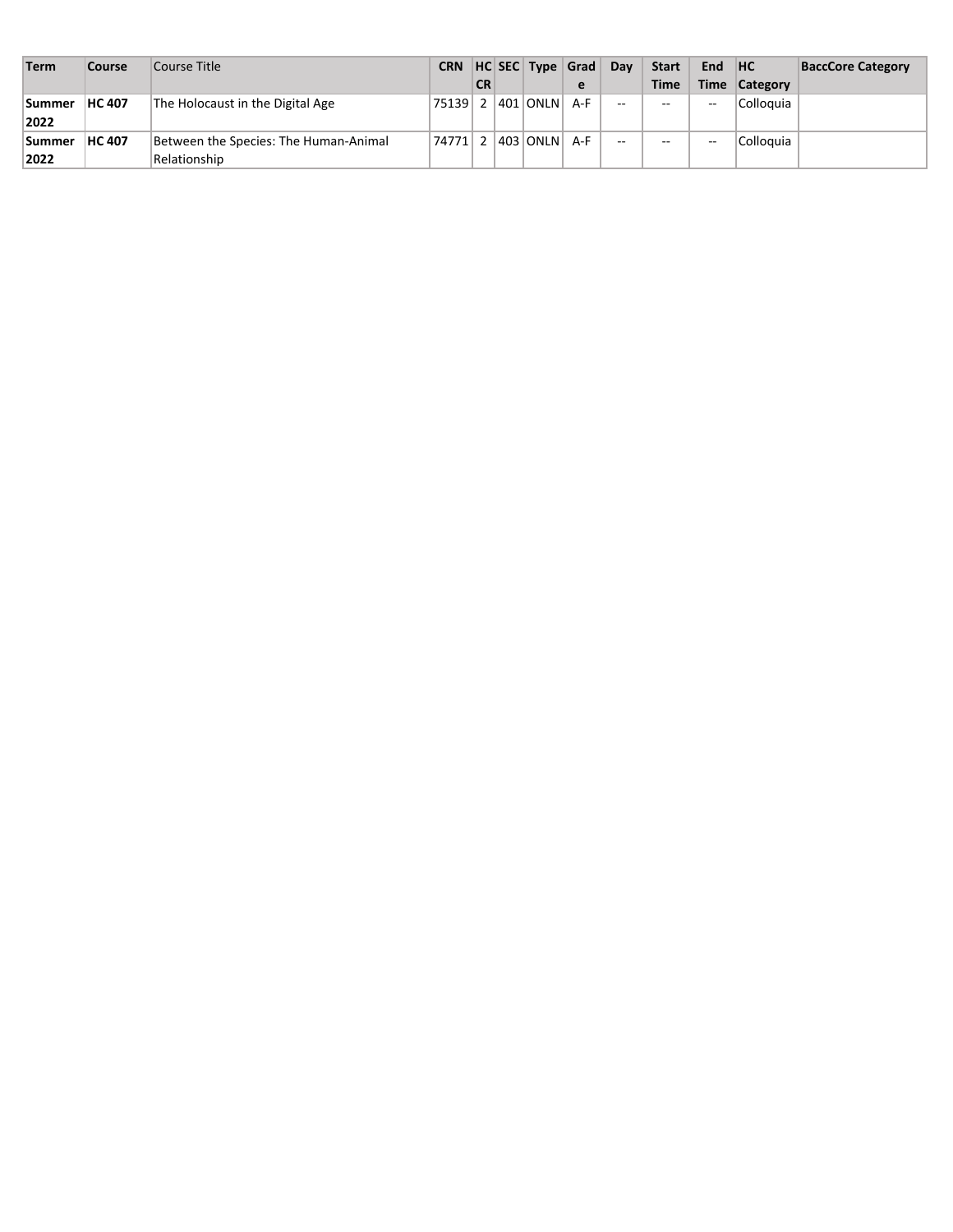| Term | Course | Course Title | CRN | HC CR | SEC | Type | Grade | Day | Start Time | End Time | HC Category | BaccCore Category |
|---|---|---|---|---|---|---|---|---|---|---|---|---|
| **Summer 2022** | **HC 407** | The Holocaust in the Digital Age | 75139 | 2 | 401 | ONLN | A-F | -- | -- | -- | Colloquia | |
| **Summer 2022** | **HC 407** | Between the Species: The Human-Animal Relationship | 74771 | 2 | 403 | ONLN | A-F | -- | -- | -- | Colloquia | |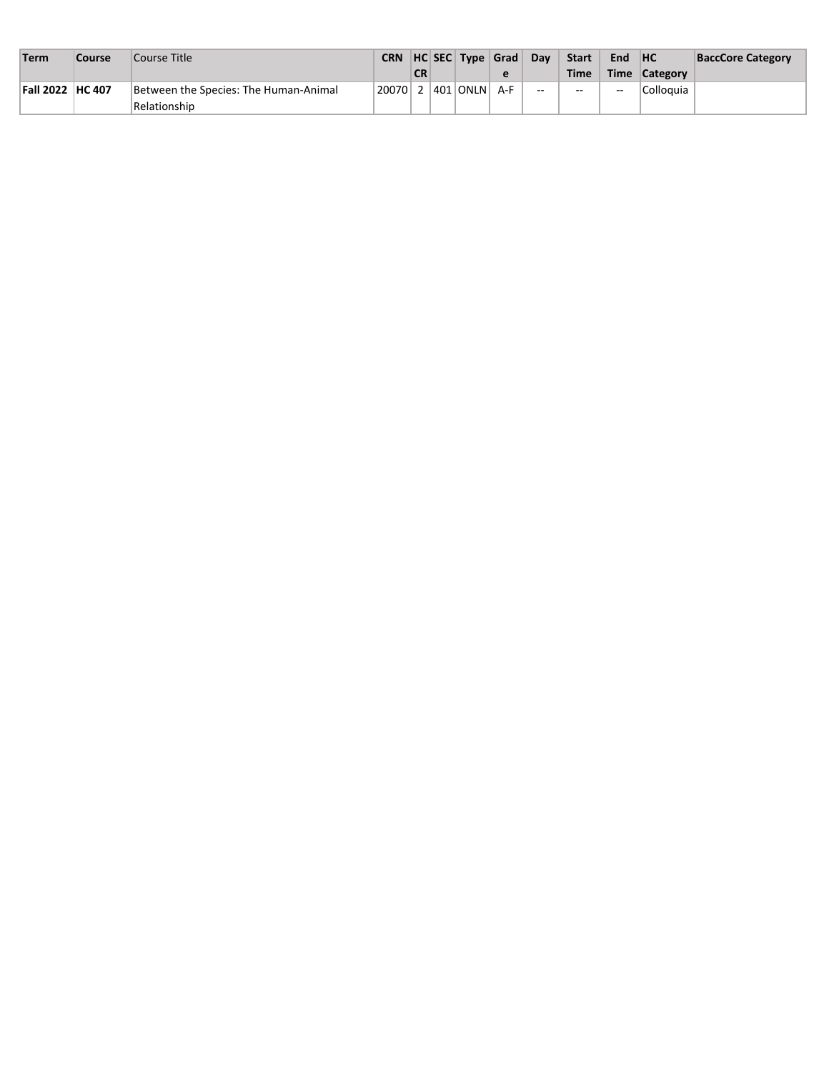| Term | Course | Course Title | CRN | HC CR | SEC | Type | Grade | Day | Start Time | End Time | HC Category | BaccCore Category |
|---|---|---|---|---|---|---|---|---|---|---|---|---|
| **Fall 2022** | **HC 407** | Between the Species: The Human-Animal Relationship | 20070 | 2 | 401 | ONLN | A-F | -- | -- | -- | Colloquia | |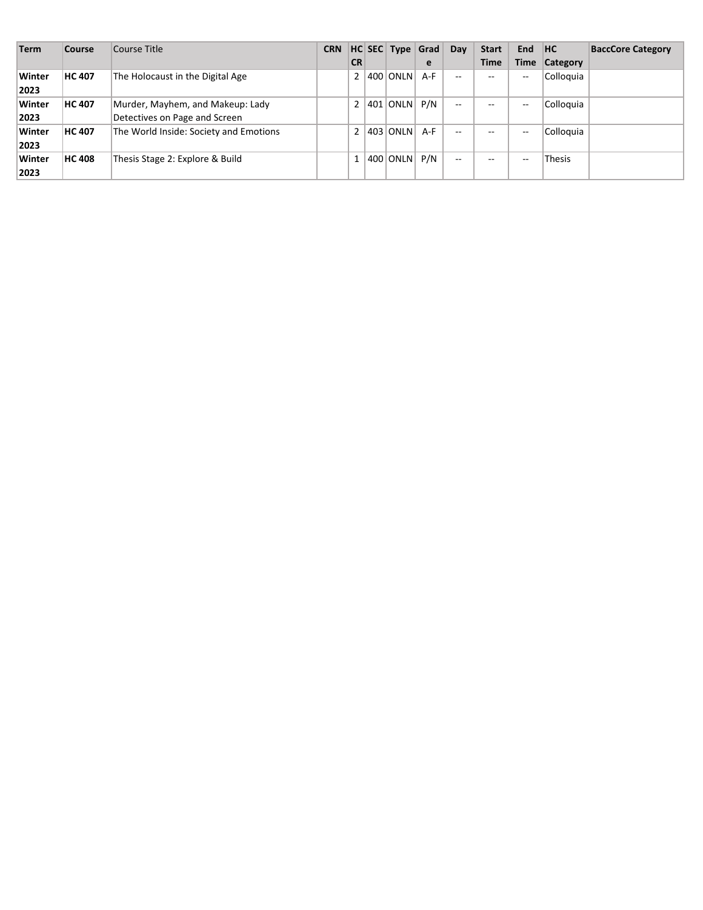| Term | Course | Course Title | CRN | HC CR | SEC | Type | Grade | Day | Start Time | End Time | HC Category | BaccCore Category |
|---|---|---|---|---|---|---|---|---|---|---|---|---|
| **Winter 2023** | **HC 407** | The Holocaust in the Digital Age | | 2 | 400 | ONLN | A-F | -- | -- | -- | Colloquia | |
| **Winter 2023** | **HC 407** | Murder, Mayhem, and Makeup: Lady Detectives on Page and Screen | | 2 | 401 | ONLN | P/N | -- | -- | -- | Colloquia | |
| **Winter 2023** | **HC 407** | The World Inside: Society and Emotions | | 2 | 403 | ONLN | A-F | -- | -- | -- | Colloquia | |
| **Winter 2023** | **HC 408** | Thesis Stage 2: Explore & Build | | 1 | 400 | ONLN | P/N | -- | -- | -- | Thesis | |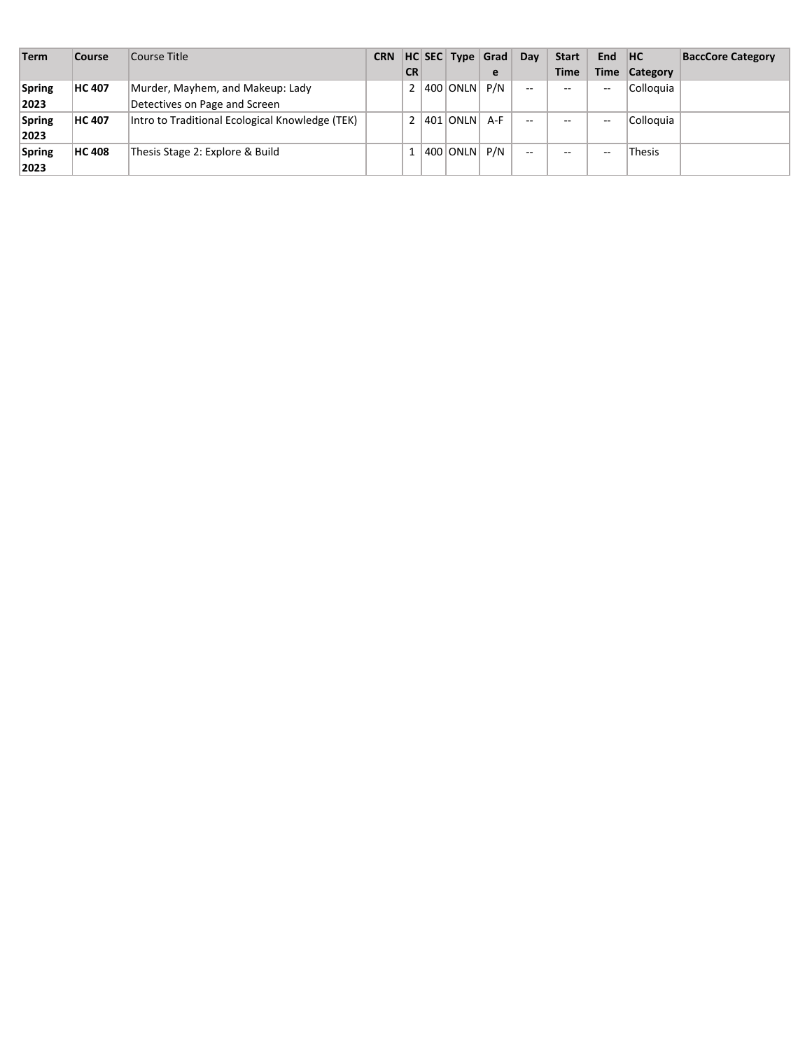| Term | Course | Course Title | CRN | HC CR | SEC | Type | Grade | Day | Start Time | End Time | HC Category | BaccCore Category |
|---|---|---|---|---|---|---|---|---|---|---|---|---|
| **Spring 2023** | **HC 407** | Murder, Mayhem, and Makeup: Lady Detectives on Page and Screen | | 2 | 400 | ONLN | P/N | -- | -- | -- | Colloquia | |
| **Spring 2023** | **HC 407** | Intro to Traditional Ecological Knowledge (TEK) | | 2 | 401 | ONLN | A-F | -- | -- | -- | Colloquia | |
| **Spring 2023** | **HC 408** | Thesis Stage 2: Explore & Build | | 1 | 400 | ONLN | P/N | -- | -- | -- | Thesis | |